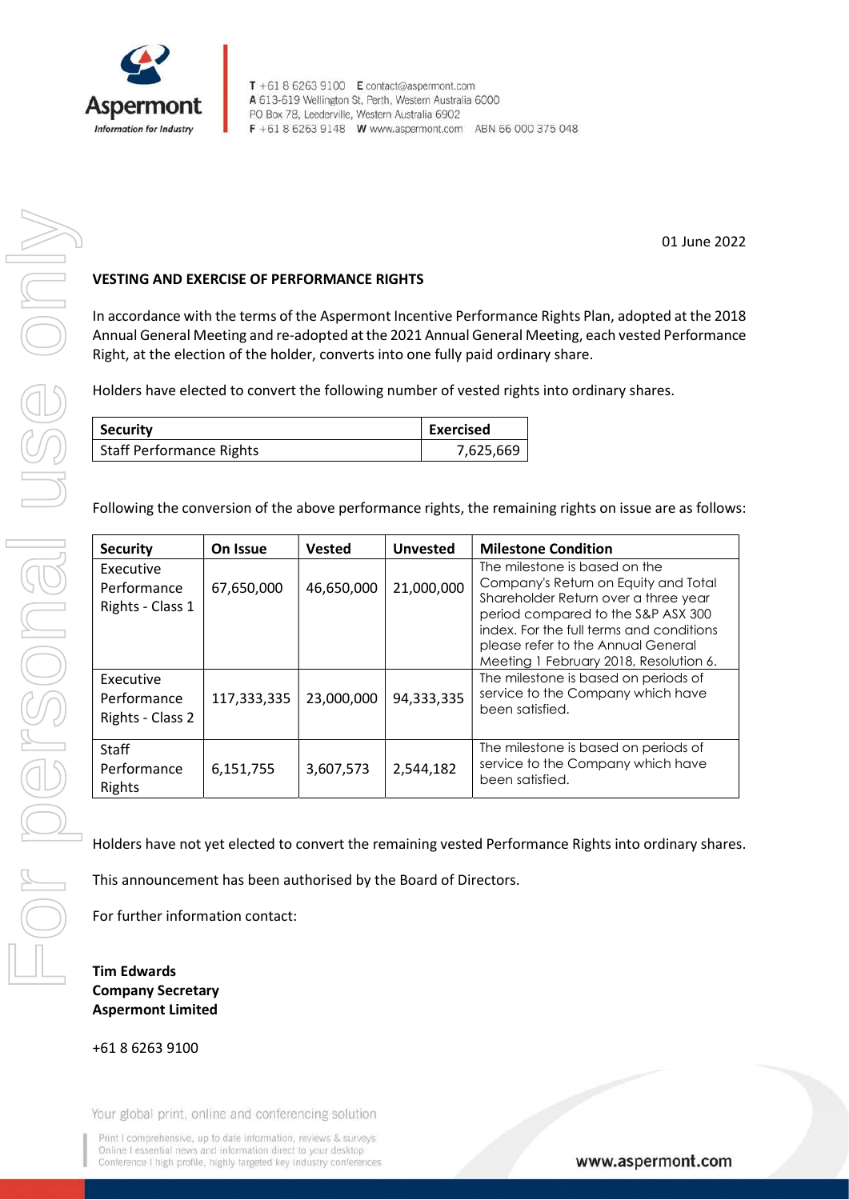Aspermont
Information for Industry

T +61 8 6263 9100 E contact@aspermont.com
A 613-619 Wellington St, Perth, Western Australia 6000
PO Box 78, Leederville, Western Australia 6902
F +61 8 6263 9148 W www.aspermont.com ABN 66 000 375 048

01 June 2022

**VESTING AND EXERCISE OF PERFORMANCE RIGHTS**

In accordance with the terms of the Aspermont Incentive Performance Rights Plan, adopted at the 2018 Annual General Meeting and re-adopted at the 2021 Annual General Meeting, each vested Performance Right, at the election of the holder, converts into one fully paid ordinary share.

Holders have elected to convert the following number of vested rights into ordinary shares.

| Security | Exercised |
|---|---|
| Staff Performance Rights | 7,625,669 |

Following the conversion of the above performance rights, the remaining rights on issue are as follows:

| Security | On Issue | Vested | Unvested | Milestone Condition |
|---|---|---|---|---|
| Executive Performance Rights - Class 1 | 67,650,000 | 46,650,000 | 21,000,000 | The milestone is based on the Company's Return on Equity and Total Shareholder Return over a three year period compared to the S&P ASX 300 index. For the full terms and conditions please refer to the Annual General Meeting 1 February 2018, Resolution 6. |
| Executive Performance Rights - Class 2 | 117,333,335 | 23,000,000 | 94,333,335 | The milestone is based on periods of service to the Company which have been satisfied. |
| Staff Performance Rights | 6,151,755 | 3,607,573 | 2,544,182 | The milestone is based on periods of service to the Company which have been satisfied. |

Holders have not yet elected to convert the remaining vested Performance Rights into ordinary shares.

This announcement has been authorised by the Board of Directors.

For further information contact:

**Tim Edwards**
**Company Secretary**
**Aspermont Limited**

+61 8 6263 9100

Your global print, online and conferencing solution

Print I comprehensive, up to date information, reviews & surveys
Online I essential news and information direct to your desktop
Conference I high profile, highly targeted key industry conferences

www.aspermont.com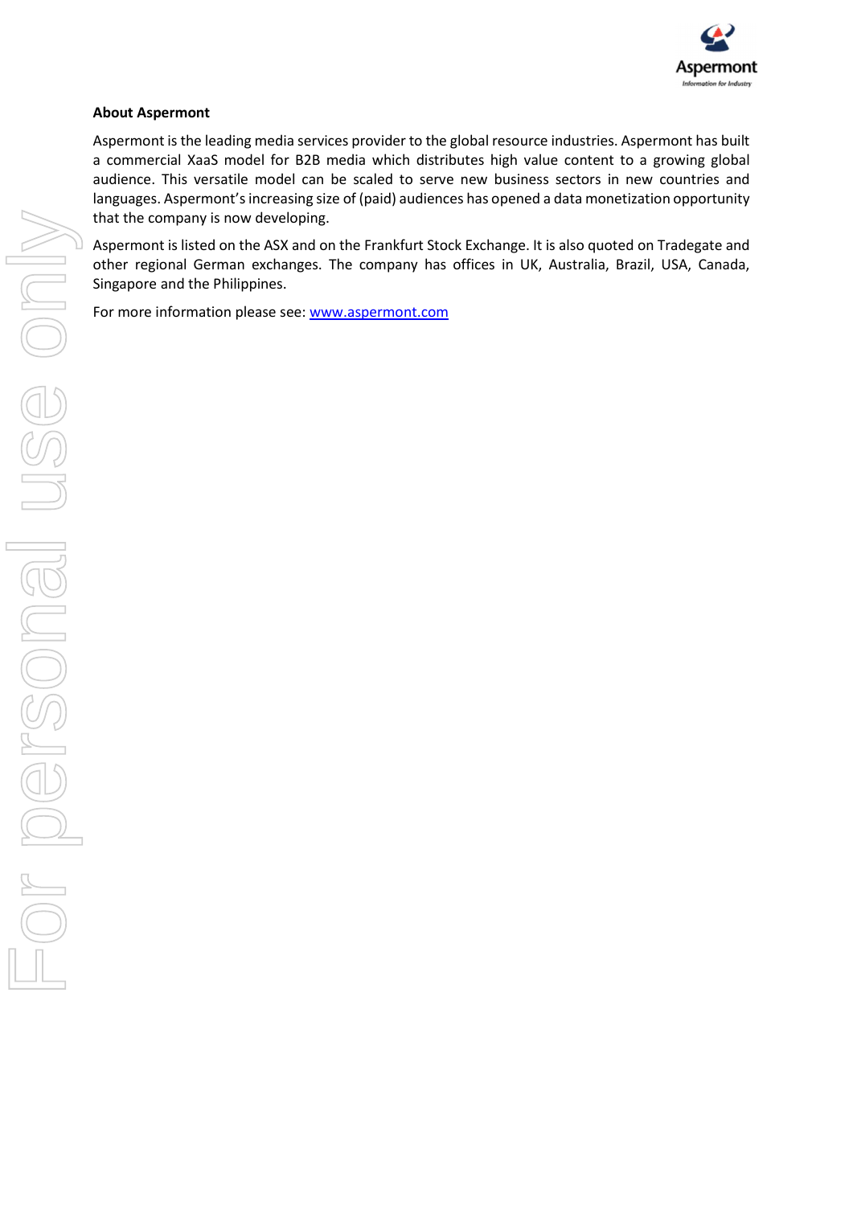**About Aspermont**

Aspermont is the leading media services provider to the global resource industries. Aspermont has built a commercial XaaS model for B2B media which distributes high value content to a growing global audience. This versatile model can be scaled to serve new business sectors in new countries and languages. Aspermont's increasing size of (paid) audiences has opened a data monetization opportunity that the company is now developing.

Aspermont is listed on the ASX and on the Frankfurt Stock Exchange. It is also quoted on Tradegate and other regional German exchanges. The company has offices in UK, Australia, Brazil, USA, Canada, Singapore and the Philippines.

For more information please see: www.aspermont.com